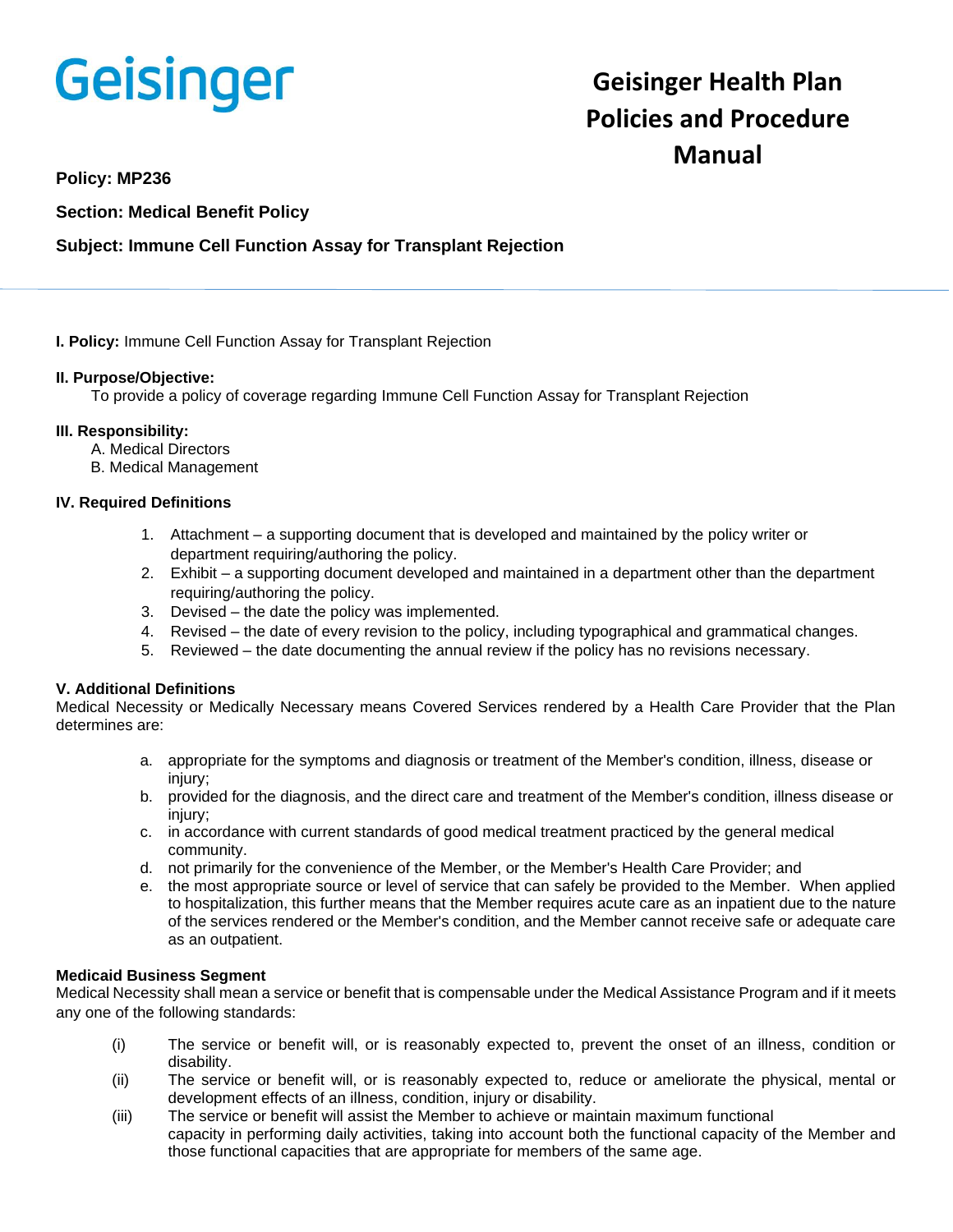Geisinger

# Geisinger Health Plan Policies and Procedure Manual

**Policy: MP236**

**Section: Medical Benefit Policy**

**Subject: Immune Cell Function Assay for Transplant Rejection**

---

**I. Policy:** Immune Cell Function Assay for Transplant Rejection

**II. Purpose/Objective:**
To provide a policy of coverage regarding Immune Cell Function Assay for Transplant Rejection

**III. Responsibility:**
A. Medical Directors
B. Medical Management

**IV. Required Definitions**

1. Attachment – a supporting document that is developed and maintained by the policy writer or department requiring/authoring the policy.
2. Exhibit – a supporting document developed and maintained in a department other than the department requiring/authoring the policy.
3. Devised – the date the policy was implemented.
4. Revised – the date of every revision to the policy, including typographical and grammatical changes.
5. Reviewed – the date documenting the annual review if the policy has no revisions necessary.

**V. Additional Definitions**
Medical Necessity or Medically Necessary means Covered Services rendered by a Health Care Provider that the Plan determines are:

a. appropriate for the symptoms and diagnosis or treatment of the Member's condition, illness, disease or injury;
b. provided for the diagnosis, and the direct care and treatment of the Member's condition, illness disease or injury;
c. in accordance with current standards of good medical treatment practiced by the general medical community.
d. not primarily for the convenience of the Member, or the Member's Health Care Provider; and
e. the most appropriate source or level of service that can safely be provided to the Member. When applied to hospitalization, this further means that the Member requires acute care as an inpatient due to the nature of the services rendered or the Member's condition, and the Member cannot receive safe or adequate care as an outpatient.

**Medicaid Business Segment**
Medical Necessity shall mean a service or benefit that is compensable under the Medical Assistance Program and if it meets any one of the following standards:

(i) The service or benefit will, or is reasonably expected to, prevent the onset of an illness, condition or disability.
(ii) The service or benefit will, or is reasonably expected to, reduce or ameliorate the physical, mental or development effects of an illness, condition, injury or disability.
(iii) The service or benefit will assist the Member to achieve or maintain maximum functional capacity in performing daily activities, taking into account both the functional capacity of the Member and those functional capacities that are appropriate for members of the same age.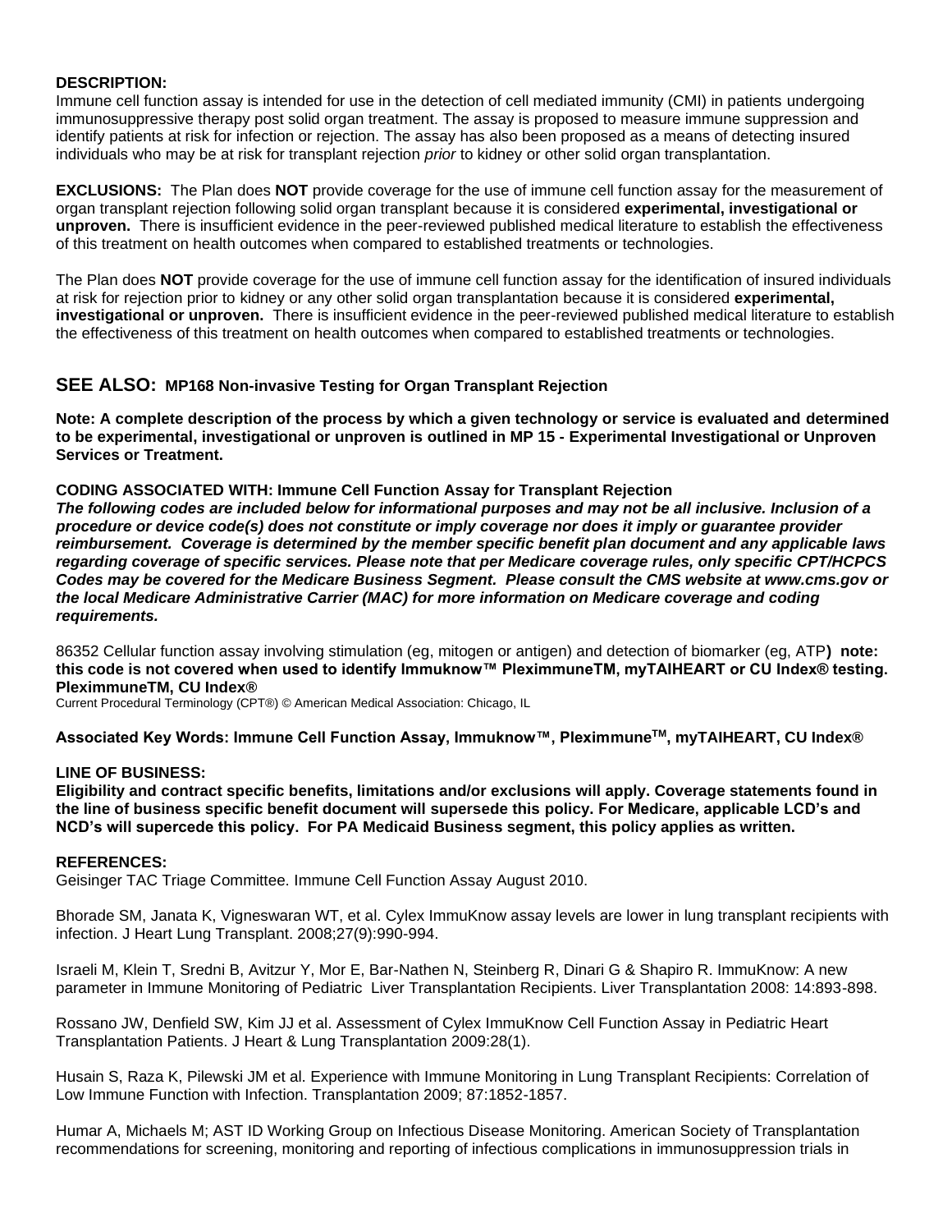**DESCRIPTION:**
Immune cell function assay is intended for use in the detection of cell mediated immunity (CMI) in patients undergoing immunosuppressive therapy post solid organ treatment. The assay is proposed to measure immune suppression and identify patients at risk for infection or rejection. The assay has also been proposed as a means of detecting insured individuals who may be at risk for transplant rejection *prior* to kidney or other solid organ transplantation.

**EXCLUSIONS:** The Plan does **NOT** provide coverage for the use of immune cell function assay for the measurement of organ transplant rejection following solid organ transplant because it is considered **experimental, investigational or unproven.** There is insufficient evidence in the peer-reviewed published medical literature to establish the effectiveness of this treatment on health outcomes when compared to established treatments or technologies.

The Plan does **NOT** provide coverage for the use of immune cell function assay for the identification of insured individuals at risk for rejection prior to kidney or any other solid organ transplantation because it is considered **experimental, investigational or unproven.** There is insufficient evidence in the peer-reviewed published medical literature to establish the effectiveness of this treatment on health outcomes when compared to established treatments or technologies.

## SEE ALSO: MP168 Non-invasive Testing for Organ Transplant Rejection

**Note: A complete description of the process by which a given technology or service is evaluated and determined to be experimental, investigational or unproven is outlined in MP 15 - Experimental Investigational or Unproven Services or Treatment.**

**CODING ASSOCIATED WITH: Immune Cell Function Assay for Transplant Rejection**
***The following codes are included below for informational purposes and may not be all inclusive. Inclusion of a procedure or device code(s) does not constitute or imply coverage nor does it imply or guarantee provider reimbursement. Coverage is determined by the member specific benefit plan document and any applicable laws regarding coverage of specific services. Please note that per Medicare coverage rules, only specific CPT/HCPCS Codes may be covered for the Medicare Business Segment. Please consult the CMS website at www.cms.gov or the local Medicare Administrative Carrier (MAC) for more information on Medicare coverage and coding requirements.***

86352 Cellular function assay involving stimulation (eg, mitogen or antigen) and detection of biomarker (eg, ATP**) note: this code is not covered when used to identify Immuknow™ PleximmuneTM, myTAIHEART or CU Index® testing. PleximmuneTM, CU Index®**
Current Procedural Terminology (CPT®) © American Medical Association: Chicago, IL

**Associated Key Words: Immune Cell Function Assay, Immuknow™, Pleximmune™, myTAIHEART, CU Index®**

**LINE OF BUSINESS:**
**Eligibility and contract specific benefits, limitations and/or exclusions will apply. Coverage statements found in the line of business specific benefit document will supersede this policy. For Medicare, applicable LCD's and NCD's will supercede this policy. For PA Medicaid Business segment, this policy applies as written.**

**REFERENCES:**
Geisinger TAC Triage Committee. Immune Cell Function Assay August 2010.

Bhorade SM, Janata K, Vigneswaran WT, et al. Cylex ImmuKnow assay levels are lower in lung transplant recipients with infection. J Heart Lung Transplant. 2008;27(9):990-994.

Israeli M, Klein T, Sredni B, Avitzur Y, Mor E, Bar-Nathen N, Steinberg R, Dinari G & Shapiro R. ImmuKnow: A new parameter in Immune Monitoring of Pediatric Liver Transplantation Recipients. Liver Transplantation 2008: 14:893-898.

Rossano JW, Denfield SW, Kim JJ et al. Assessment of Cylex ImmuKnow Cell Function Assay in Pediatric Heart Transplantation Patients. J Heart & Lung Transplantation 2009:28(1).

Husain S, Raza K, Pilewski JM et al. Experience with Immune Monitoring in Lung Transplant Recipients: Correlation of Low Immune Function with Infection. Transplantation 2009; 87:1852-1857.

Humar A, Michaels M; AST ID Working Group on Infectious Disease Monitoring. American Society of Transplantation recommendations for screening, monitoring and reporting of infectious complications in immunosuppression trials in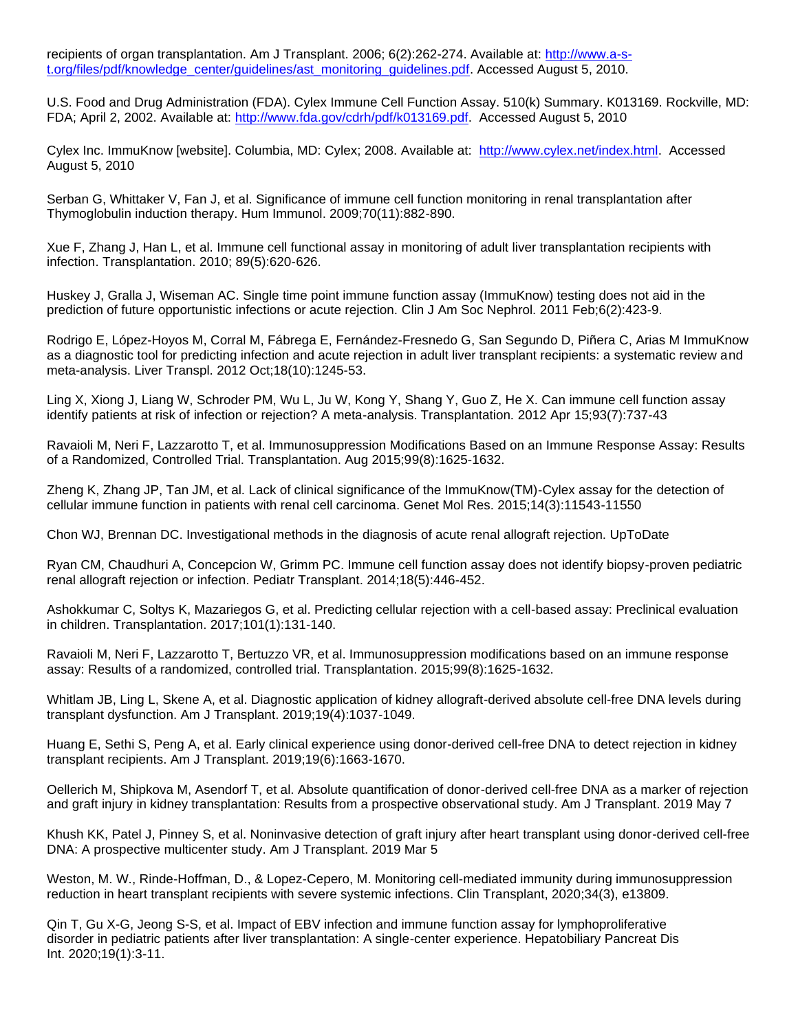recipients of organ transplantation. Am J Transplant. 2006; 6(2):262-274. Available at: http://www.a-s-t.org/files/pdf/knowledge_center/guidelines/ast_monitoring_guidelines.pdf. Accessed August 5, 2010.

U.S. Food and Drug Administration (FDA). Cylex Immune Cell Function Assay. 510(k) Summary. K013169. Rockville, MD: FDA; April 2, 2002. Available at: http://www.fda.gov/cdrh/pdf/k013169.pdf. Accessed August 5, 2010

Cylex Inc. ImmuKnow [website]. Columbia, MD: Cylex; 2008. Available at: http://www.cylex.net/index.html. Accessed August 5, 2010

Serban G, Whittaker V, Fan J, et al. Significance of immune cell function monitoring in renal transplantation after Thymoglobulin induction therapy. Hum Immunol. 2009;70(11):882-890.

Xue F, Zhang J, Han L, et al. Immune cell functional assay in monitoring of adult liver transplantation recipients with infection. Transplantation. 2010; 89(5):620-626.

Huskey J, Gralla J, Wiseman AC. Single time point immune function assay (ImmuKnow) testing does not aid in the prediction of future opportunistic infections or acute rejection. Clin J Am Soc Nephrol. 2011 Feb;6(2):423-9.

Rodrigo E, López-Hoyos M, Corral M, Fábrega E, Fernández-Fresnedo G, San Segundo D, Piñera C, Arias M ImmuKnow as a diagnostic tool for predicting infection and acute rejection in adult liver transplant recipients: a systematic review and meta-analysis. Liver Transpl. 2012 Oct;18(10):1245-53.

Ling X, Xiong J, Liang W, Schroder PM, Wu L, Ju W, Kong Y, Shang Y, Guo Z, He X. Can immune cell function assay identify patients at risk of infection or rejection? A meta-analysis. Transplantation. 2012 Apr 15;93(7):737-43

Ravaioli M, Neri F, Lazzarotto T, et al. Immunosuppression Modifications Based on an Immune Response Assay: Results of a Randomized, Controlled Trial. Transplantation. Aug 2015;99(8):1625-1632.

Zheng K, Zhang JP, Tan JM, et al. Lack of clinical significance of the ImmuKnow(TM)-Cylex assay for the detection of cellular immune function in patients with renal cell carcinoma. Genet Mol Res. 2015;14(3):11543-11550

Chon WJ, Brennan DC. Investigational methods in the diagnosis of acute renal allograft rejection. UpToDate

Ryan CM, Chaudhuri A, Concepcion W, Grimm PC. Immune cell function assay does not identify biopsy-proven pediatric renal allograft rejection or infection. Pediatr Transplant. 2014;18(5):446-452.

Ashokkumar C, Soltys K, Mazariegos G, et al. Predicting cellular rejection with a cell-based assay: Preclinical evaluation in children. Transplantation. 2017;101(1):131-140.

Ravaioli M, Neri F, Lazzarotto T, Bertuzzo VR, et al. Immunosuppression modifications based on an immune response assay: Results of a randomized, controlled trial. Transplantation. 2015;99(8):1625-1632.

Whitlam JB, Ling L, Skene A, et al. Diagnostic application of kidney allograft-derived absolute cell-free DNA levels during transplant dysfunction. Am J Transplant. 2019;19(4):1037-1049.

Huang E, Sethi S, Peng A, et al. Early clinical experience using donor-derived cell-free DNA to detect rejection in kidney transplant recipients. Am J Transplant. 2019;19(6):1663-1670.

Oellerich M, Shipkova M, Asendorf T, et al. Absolute quantification of donor-derived cell-free DNA as a marker of rejection and graft injury in kidney transplantation: Results from a prospective observational study. Am J Transplant. 2019 May 7

Khush KK, Patel J, Pinney S, et al. Noninvasive detection of graft injury after heart transplant using donor-derived cell-free DNA: A prospective multicenter study. Am J Transplant. 2019 Mar 5

Weston, M. W., Rinde-Hoffman, D., & Lopez-Cepero, M. Monitoring cell-mediated immunity during immunosuppression reduction in heart transplant recipients with severe systemic infections. Clin Transplant, 2020;34(3), e13809.

Qin T, Gu X-G, Jeong S-S, et al. Impact of EBV infection and immune function assay for lymphoproliferative disorder in pediatric patients after liver transplantation: A single-center experience. Hepatobiliary Pancreat Dis Int. 2020;19(1):3-11.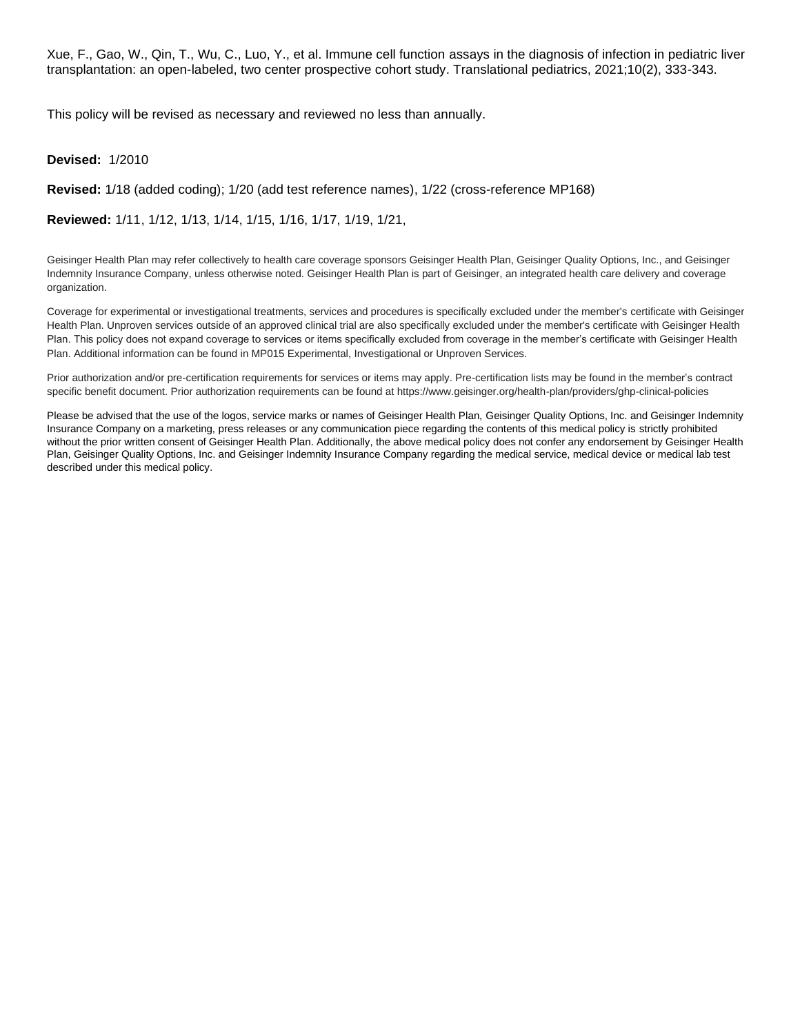Xue, F., Gao, W., Qin, T., Wu, C., Luo, Y., et al. Immune cell function assays in the diagnosis of infection in pediatric liver transplantation: an open-labeled, two center prospective cohort study. Translational pediatrics, 2021;10(2), 333-343.

This policy will be revised as necessary and reviewed no less than annually.

**Devised:** 1/2010

**Revised:** 1/18 (added coding); 1/20 (add test reference names), 1/22 (cross-reference MP168)

**Reviewed:** 1/11, 1/12, 1/13, 1/14, 1/15, 1/16, 1/17, 1/19, 1/21,

Geisinger Health Plan may refer collectively to health care coverage sponsors Geisinger Health Plan, Geisinger Quality Options, Inc., and Geisinger Indemnity Insurance Company, unless otherwise noted. Geisinger Health Plan is part of Geisinger, an integrated health care delivery and coverage organization.

Coverage for experimental or investigational treatments, services and procedures is specifically excluded under the member's certificate with Geisinger Health Plan. Unproven services outside of an approved clinical trial are also specifically excluded under the member's certificate with Geisinger Health Plan. This policy does not expand coverage to services or items specifically excluded from coverage in the member's certificate with Geisinger Health Plan. Additional information can be found in MP015 Experimental, Investigational or Unproven Services.

Prior authorization and/or pre-certification requirements for services or items may apply. Pre-certification lists may be found in the member's contract specific benefit document. Prior authorization requirements can be found at https://www.geisinger.org/health-plan/providers/ghp-clinical-policies

Please be advised that the use of the logos, service marks or names of Geisinger Health Plan, Geisinger Quality Options, Inc. and Geisinger Indemnity Insurance Company on a marketing, press releases or any communication piece regarding the contents of this medical policy is strictly prohibited without the prior written consent of Geisinger Health Plan. Additionally, the above medical policy does not confer any endorsement by Geisinger Health Plan, Geisinger Quality Options, Inc. and Geisinger Indemnity Insurance Company regarding the medical service, medical device or medical lab test described under this medical policy.